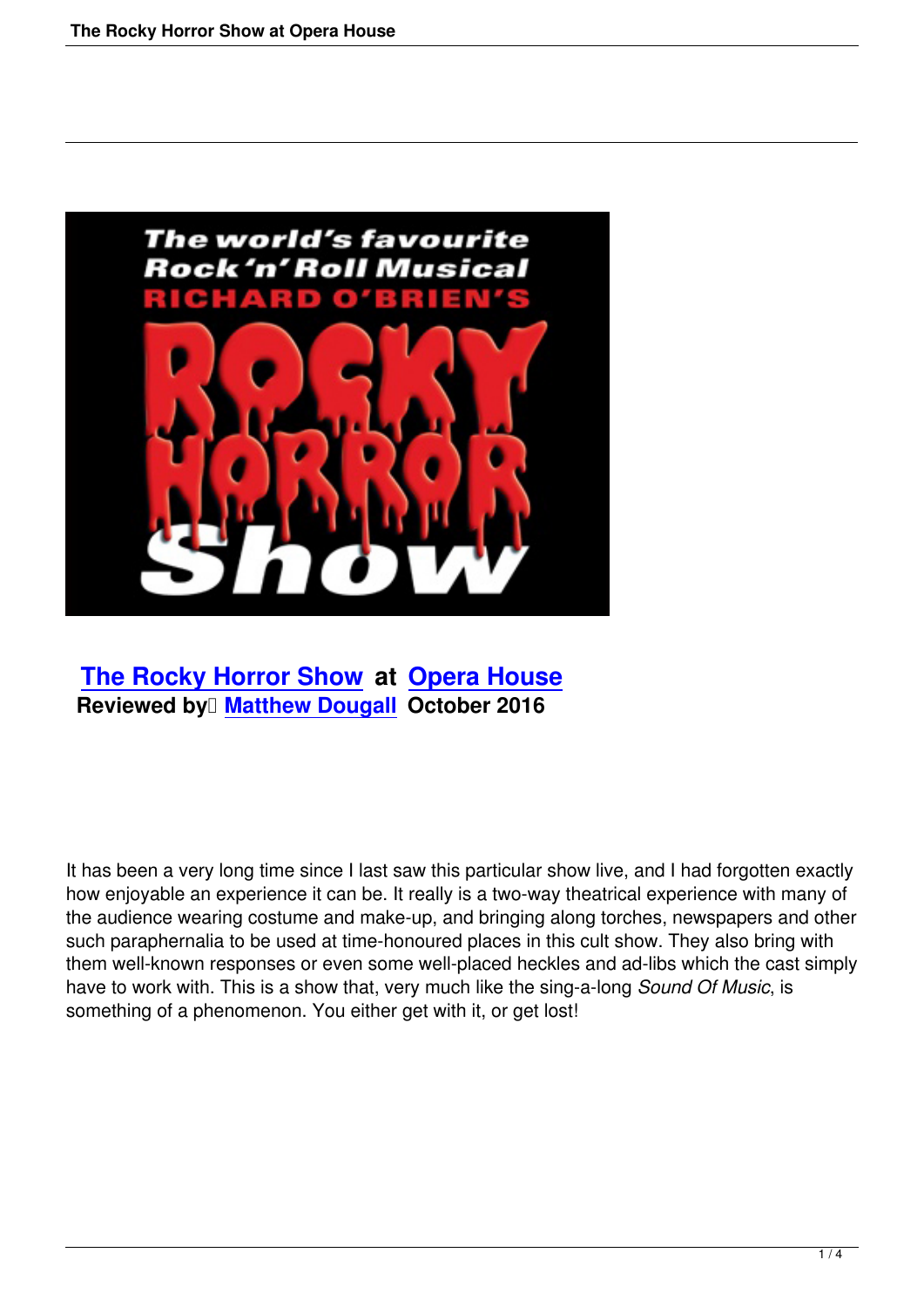## The Rocky Horror Show at Opera House

**Reviewed by Matthew Dougall October 2016**

It has been a very long time since I last saw this particular show live, and I had forgotten exactly how enjoyable an experience it can be. It really is a two-way theatrical experience with many of the audience wearing costume and make-up, and bringing along torches, newspapers and other such paraphernalia to be used at time-honoured places in this cult show. They also bring with them well-known responses or even some well-placed heckles and ad-libs which the cast simply have to work with. This is a show that, very much like the sing-a-long *Sound Of Music*, is something of a phenomenon. You either get with it, or get lost!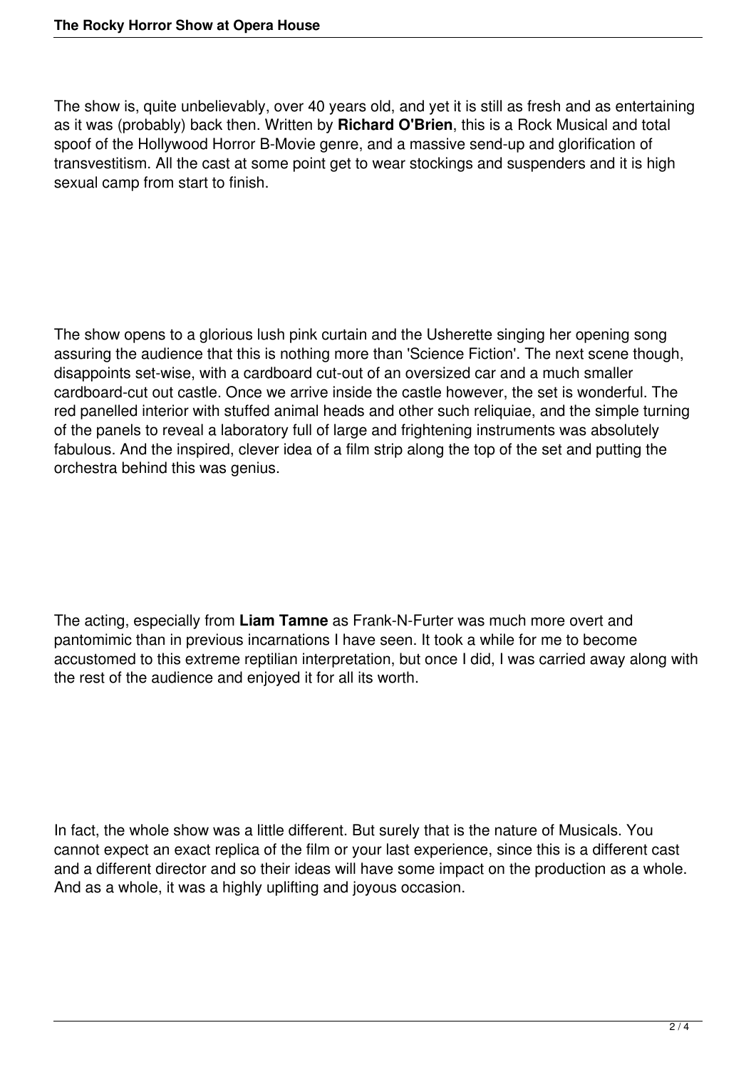The show is, quite unbelievably, over 40 years old, and yet it is still as fresh and as entertaining as it was (probably) back then. Written by **Richard O'Brien**, this is a Rock Musical and total spoof of the Hollywood Horror B-Movie genre, and a massive send-up and glorification of transvestitism. All the cast at some point get to wear stockings and suspenders and it is high sexual camp from start to finish.

The show opens to a glorious lush pink curtain and the Usherette singing her opening song assuring the audience that this is nothing more than 'Science Fiction'. The next scene though, disappoints set-wise, with a cardboard cut-out of an oversized car and a much smaller cardboard-cut out castle. Once we arrive inside the castle however, the set is wonderful. The red panelled interior with stuffed animal heads and other such reliquiae, and the simple turning of the panels to reveal a laboratory full of large and frightening instruments was absolutely fabulous. And the inspired, clever idea of a film strip along the top of the set and putting the orchestra behind this was genius.

The acting, especially from **Liam Tamne** as Frank-N-Furter was much more overt and pantomimic than in previous incarnations I have seen. It took a while for me to become accustomed to this extreme reptilian interpretation, but once I did, I was carried away along with the rest of the audience and enjoyed it for all its worth.

In fact, the whole show was a little different. But surely that is the nature of Musicals. You cannot expect an exact replica of the film or your last experience, since this is a different cast and a different director and so their ideas will have some impact on the production as a whole. And as a whole, it was a highly uplifting and joyous occasion.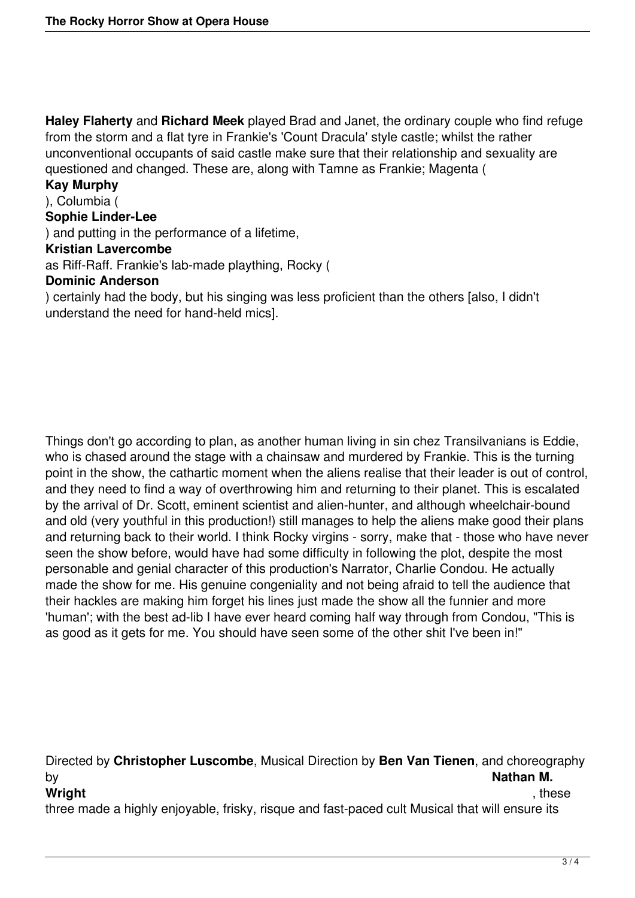**Haley Flaherty** and **Richard Meek** played Brad and Janet, the ordinary couple who find refuge from the storm and a flat tyre in Frankie's 'Count Dracula' style castle; whilst the rather unconventional occupants of said castle make sure that their relationship and sexuality are questioned and changed. These are, along with Tamne as Frankie; Magenta (**Kay Murphy**), Columbia (**Sophie Linder-Lee**) and putting in the performance of a lifetime, **Kristian Lavercombe** as Riff-Raff. Frankie's lab-made plaything, Rocky (**Dominic Anderson**) certainly had the body, but his singing was less proficient than the others [also, I didn't understand the need for hand-held mics].

Things don't go according to plan, as another human living in sin chez Transilvanians is Eddie, who is chased around the stage with a chainsaw and murdered by Frankie. This is the turning point in the show, the cathartic moment when the aliens realise that their leader is out of control, and they need to find a way of overthrowing him and returning to their planet. This is escalated by the arrival of Dr. Scott, eminent scientist and alien-hunter, and although wheelchair-bound and old (very youthful in this production!) still manages to help the aliens make good their plans and returning back to their world. I think Rocky virgins - sorry, make that - those who have never seen the show before, would have had some difficulty in following the plot, despite the most personable and genial character of this production's Narrator, Charlie Condou. He actually made the show for me. His genuine congeniality and not being afraid to tell the audience that their hackles are making him forget his lines just made the show all the funnier and more 'human'; with the best ad-lib I have ever heard coming half way through from Condou, "This is as good as it gets for me. You should have seen some of the other shit I've been in!"

Directed by **Christopher Luscombe**, Musical Direction by **Ben Van Tienen**, and choreography by **Nathan M. Wright**, these three made a highly enjoyable, frisky, risque and fast-paced cult Musical that will ensure its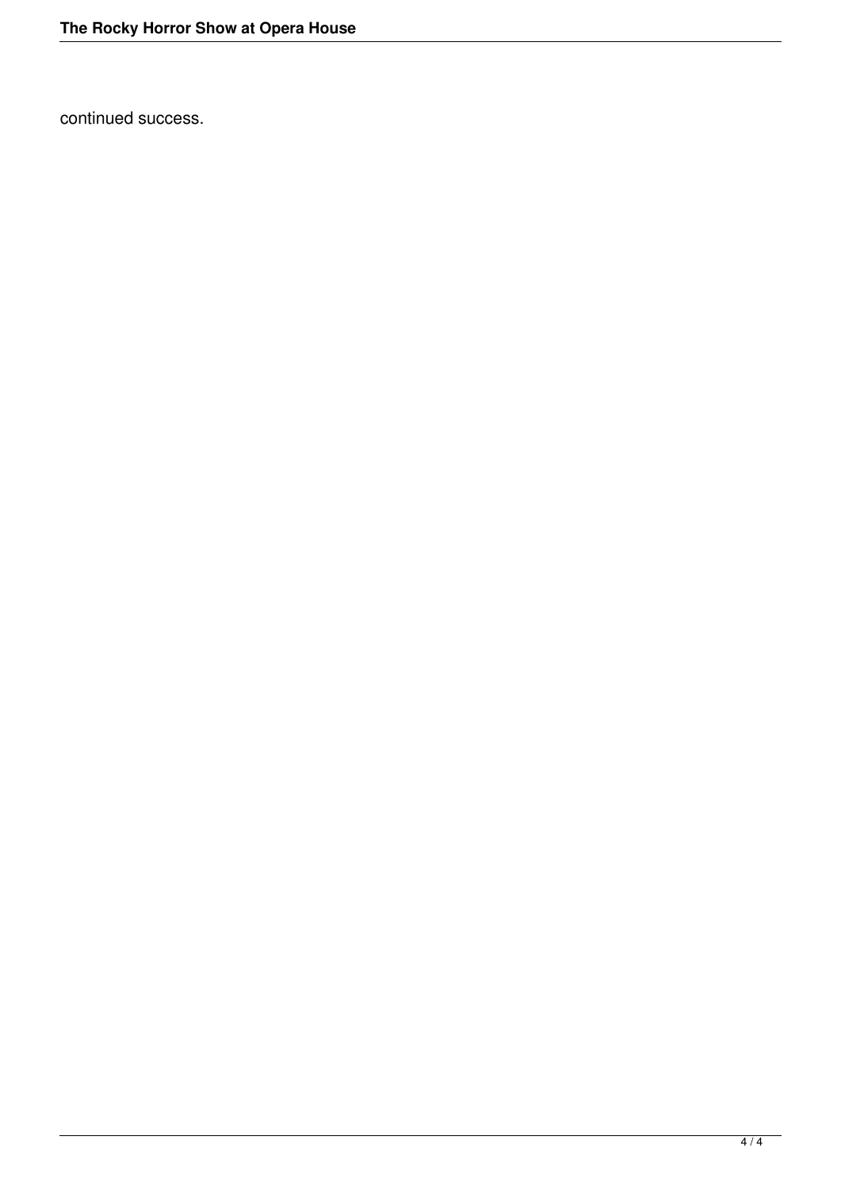continued success.